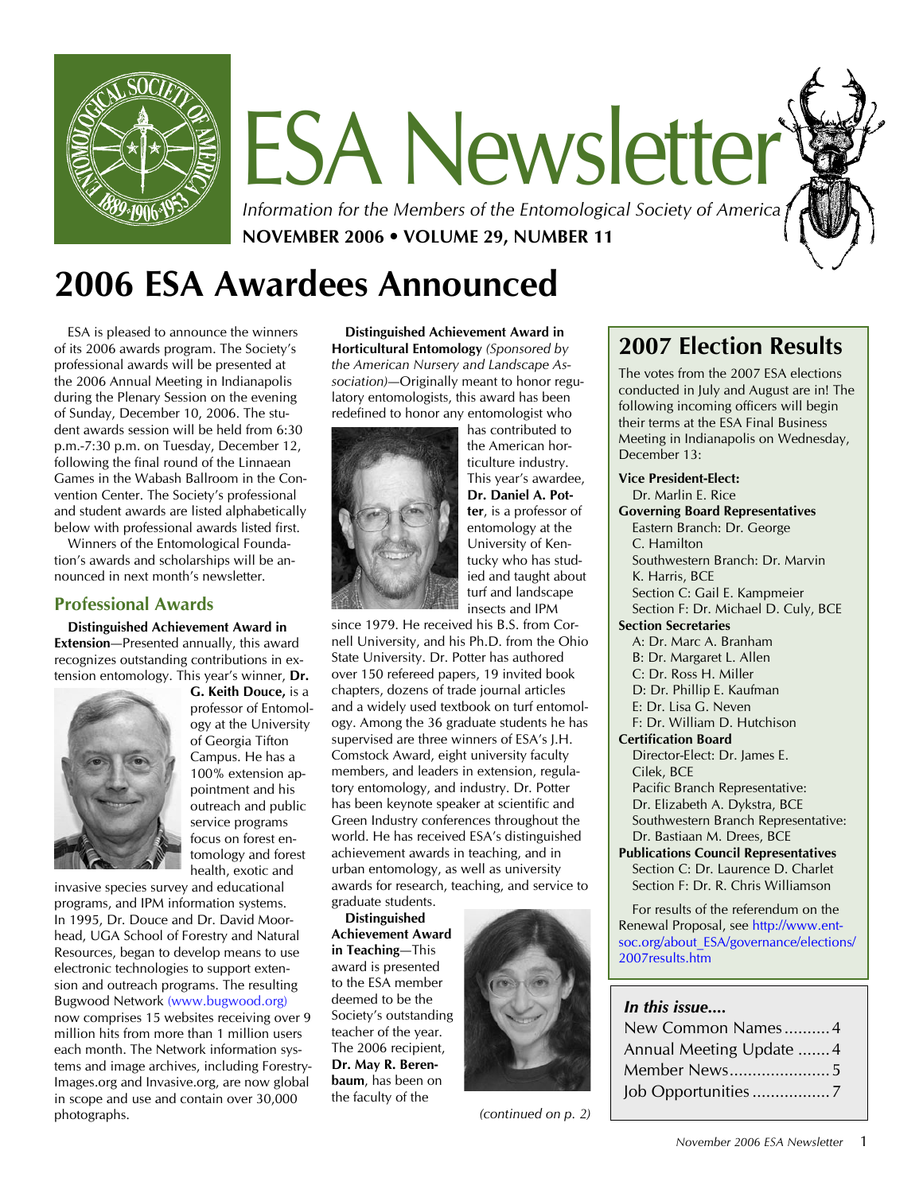# ESA Newsletter

*Information for the Members of the Entomological Society of America*

**NOVEMBER 2006 • VOLUME 29, NUMBER 11**

# 2006 ESA Awardees Announced

ESA is pleased to announce the winners of its 2006 awards program. The Society's professional awards will be presented at the 2006 Annual Meeting in Indianapolis during the Plenary Session on the evening of Sunday, December 10, 2006. The student awards session will be held from 6:30 p.m.-7:30 p.m. on Tuesday, December 12, following the final round of the Linnaean Games in the Wabash Ballroom in the Convention Center. The Society's professional and student awards are listed alphabetically below with professional awards listed first.

Winners of the Entomological Foundation's awards and scholarships will be announced in next month's newsletter.

## Professional Awards

**Distinguished Achievement Award in Extension**—Presented annually, this award recognizes outstanding contributions in extension entomology. This year's winner, **Dr. G. Keith Douce,** is a professor of Entomology at the University of Georgia Tifton Campus. He has a 100% extension appointment and his outreach and public service programs focus on forest entomology and forest health, invasive species survey and educational programs, and IPM information systems. In 1995, Dr. Douce and Dr. David Moorhead, UGA School of Forestry and Natural Resources, began to develop means to use electronic technologies to support extension and outreach programs. The resulting Bugwood Network (www.bugwood.org) now comprises 15 websites receiving over 9 million hits from more than 1 million users each month. The Network information systems and image archives, including ForestryImages.org and Invasive.org, are now global in scope and use and contain over 30,000 photographs.

**Distinguished Achievement Award in Horticultural Entomology** *(Sponsored by the American Nursery and Landscape Association)*—Originally meant to honor regulatory entomologists, this award has been redefined to honor any entomologist who has contributed to the American horticulture industry. This year's awardee, **Dr. Daniel A. Potter**, is a professor of entomology at the University of Kentucky who has studied and taught about turf and landscape insects and IPM since 1979. He received his B.S. from Cornell University, and his Ph.D. from the Ohio State University. Dr. Potter has authored over 150 refereed papers, 19 invited book chapters, dozens of trade journal articles and a widely used textbook on turf entomology. Among the 36 graduate students he has supervised are three winners of ESA's J.H. Comstock Award, eight university faculty members, and leaders in extension, regulatory entomology, and industry. Dr. Potter has been keynote speaker at scientific and Green Industry conferences throughout the world. He has received ESA's distinguished achievement awards in teaching, and in urban entomology, as well as university awards for research, teaching, and service to graduate students.

**Distinguished Achievement Award in Teaching**—This award is presented to the ESA member deemed to be the Society's outstanding teacher of the year. The 2006 recipient, **Dr. May R. Berenbaum**, has been on the faculty of the

*(continued on p. 2)*

## 2007 Election Results

The votes from the 2007 ESA elections conducted in July and August are in! The following incoming officers will begin their terms at the ESA Final Business Meeting in Indianapolis on Wednesday, December 13:

**Vice President-Elect:**
- Dr. Marlin E. Rice

**Governing Board Representatives**
- Eastern Branch: Dr. George C. Hamilton
- Southwestern Branch: Dr. Marvin K. Harris, BCE
- Section C: Gail E. Kampmeier
- Section F: Dr. Michael D. Culy, BCE

**Section Secretaries**
- A: Dr. Marc A. Branham
- B: Dr. Margaret L. Allen
- C: Dr. Ross H. Miller
- D: Dr. Phillip E. Kaufman
- E: Dr. Lisa G. Neven
- F: Dr. William D. Hutchison

**Certification Board**
- Director-Elect: Dr. James E. Cilek, BCE
- Pacific Branch Representative: Dr. Elizabeth A. Dykstra, BCE
- Southwestern Branch Representative: Dr. Bastiaan M. Drees, BCE

**Publications Council Representatives**
- Section C: Dr. Laurence D. Charlet
- Section F: Dr. R. Chris Williamson

For results of the referendum on the Renewal Proposal, see http://www.entsoc.org/about_ESA/governance/elections/2007results.htm

### *In this issue....*

- New Common Names .......... 4
- Annual Meeting Update ....... 4
- Member News ...................... 5
- Job Opportunities ................. 7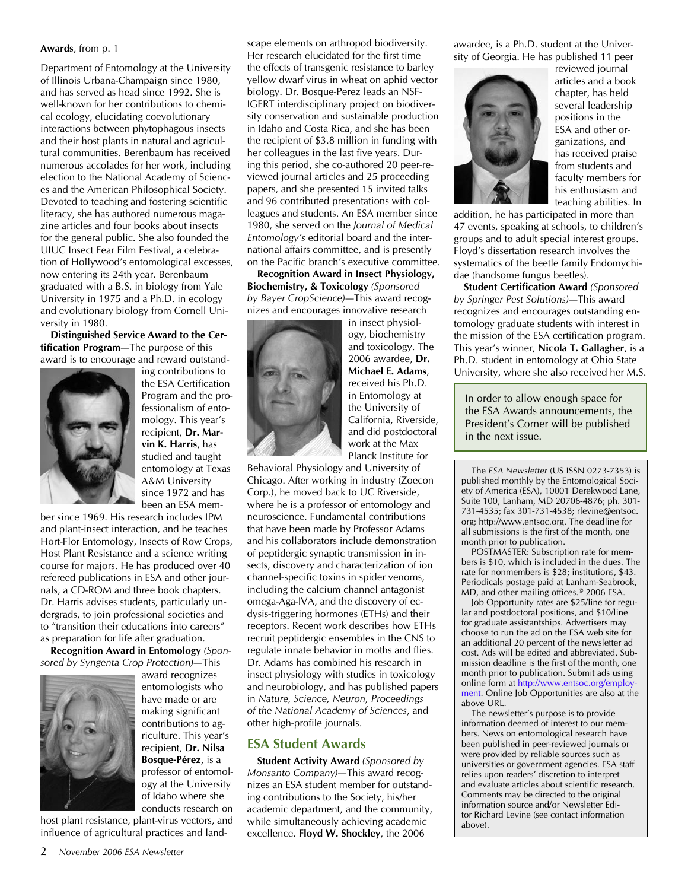**Awards**, from p. 1

Department of Entomology at the University of Illinois Urbana-Champaign since 1980, and has served as head since 1992. She is well-known for her contributions to chemical ecology, elucidating coevolutionary interactions between phytophagous insects and their host plants in natural and agricultural communities. Berenbaum has received numerous accolades for her work, including election to the National Academy of Sciences and the American Philosophical Society. Devoted to teaching and fostering scientific literacy, she has authored numerous magazine articles and four books about insects for the general public. She also founded the UIUC Insect Fear Film Festival, a celebration of Hollywood's entomological excesses, now entering its 24th year. Berenbaum graduated with a B.S. in biology from Yale University in 1975 and a Ph.D. in ecology and evolutionary biology from Cornell University in 1980.

**Distinguished Service Award to the Certification Program**—The purpose of this award is to encourage and reward outstanding contributions to the ESA Certification Program and the professionalism of entomology. This year's recipient, **Dr. Marvin K. Harris**, has studied and taught entomology at Texas A&M University since 1972 and has been an ESA member since 1969. His research includes IPM and plant-insect interaction, and he teaches Hort-Flor Entomology, Insects of Row Crops, Host Plant Resistance and a science writing course for majors. He has produced over 40 refereed publications in ESA and other journals, a CD-ROM and three book chapters. Dr. Harris advises students, particularly undergrads, to join professional societies and to "transition their educations into careers" as preparation for life after graduation.

**Recognition Award in Entomology** *(Sponsored by Syngenta Crop Protection)*—This award recognizes entomologists who have made or are making significant contributions to agriculture. This year's recipient, **Dr. Nilsa Bosque-Pérez**, is a professor of entomology at the University of Idaho where she conducts research on host plant resistance, plant-virus vectors, and influence of agricultural practices and landscape elements on arthropod biodiversity. Her research elucidated for the first time the effects of transgenic resistance to barley yellow dwarf virus in wheat on aphid vector biology. Dr. Bosque-Perez leads an NSF-IGERT interdisciplinary project on biodiversity conservation and sustainable production in Idaho and Costa Rica, and she has been the recipient of $3.8 million in funding with her colleagues in the last five years. During this period, she co-authored 20 peer-reviewed journal articles and 25 proceeding papers, and she presented 15 invited talks and 96 contributed presentations with colleagues and students. An ESA member since 1980, she served on the *Journal of Medical Entomology's* editorial board and the international affairs committee, and is presently on the Pacific branch's executive committee.

**Recognition Award in Insect Physiology, Biochemistry, & Toxicology** *(Sponsored by Bayer CropScience)*—This award recognizes and encourages innovative research in insect physiology, biochemistry and toxicology. The 2006 awardee, **Dr. Michael E. Adams**, received his Ph.D. in Entomology at the University of California, Riverside, and did postdoctoral work at the Max Planck Institute for Behavioral Physiology and University of Chicago. After working in industry (Zoecon Corp.), he moved back to UC Riverside, where he is a professor of entomology and neuroscience. Fundamental contributions that have been made by Professor Adams and his collaborators include demonstration of peptidergic synaptic transmission in insects, discovery and characterization of ion channel-specific toxins in spider venoms, including the calcium channel antagonist omega-Aga-IVA, and the discovery of ecdysis-triggering hormones (ETHs) and their receptors. Recent work describes how ETHs recruit peptidergic ensembles in the CNS to regulate innate behavior in moths and flies. Dr. Adams has combined his research in insect physiology with studies in toxicology and neurobiology, and has published papers in *Nature, Science, Neuron, Proceedings of the National Academy of Sciences*, and other high-profile journals.

## ESA Student Awards

**Student Activity Award** *(Sponsored by Monsanto Company)*—This award recognizes an ESA student member for outstanding contributions to the Society, his/her academic department, and the community, while simultaneously achieving academic excellence. **Floyd W. Shockley**, the 2006 awardee, is a Ph.D. student at the University of Georgia. He has published 11 peer reviewed journal articles and a book chapter, has held several leadership positions in the ESA and other organizations, and has received praise from students and faculty members for his enthusiasm and teaching abilities. In addition, he has participated in more than 47 events, speaking at schools, to children's groups and to adult special interest groups. Floyd's dissertation research involves the systematics of the beetle family Endomychidae (handsome fungus beetles).

**Student Certification Award** *(Sponsored by Springer Pest Solutions)*—This award recognizes and encourages outstanding entomology graduate students with interest in the mission of the ESA certification program. This year's winner, **Nicola T. Gallagher**, is a Ph.D. student in entomology at Ohio State University, where she also received her M.S.

In order to allow enough space for the ESA Awards announcements, the President's Corner will be published in the next issue.

---

The *ESA Newsletter* (US ISSN 0273-7353) is published monthly by the Entomological Society of America (ESA), 10001 Derekwood Lane, Suite 100, Lanham, MD 20706-4876; ph. 301-731-4535; fax 301-731-4538; rlevine@entsoc.org; http://www.entsoc.org. The deadline for all submissions is the first of the month, one month prior to publication.

POSTMASTER: Subscription rate for members is $10, which is included in the dues. The rate for nonmembers is $28; institutions, $43. Periodicals postage paid at Lanham-Seabrook, MD, and other mailing offices.© 2006 ESA.

Job Opportunity rates are $25/line for regular and postdoctoral positions, and $10/line for graduate assistantships. Advertisers may choose to run the ad on the ESA web site for an additional 20 percent of the newsletter ad cost. Ads will be edited and abbreviated. Submission deadline is the first of the month, one month prior to publication. Submit ads using online form at http://www.entsoc.org/employment. Online Job Opportunities are also at the above URL.

The newsletter's purpose is to provide information deemed of interest to our members. News on entomological research have been published in peer-reviewed journals or were provided by reliable sources such as universities or government agencies. ESA staff relies upon readers' discretion to interpret and evaluate articles about scientific research. Comments may be directed to the original information source and/or Newsletter Editor Richard Levine (see contact information above).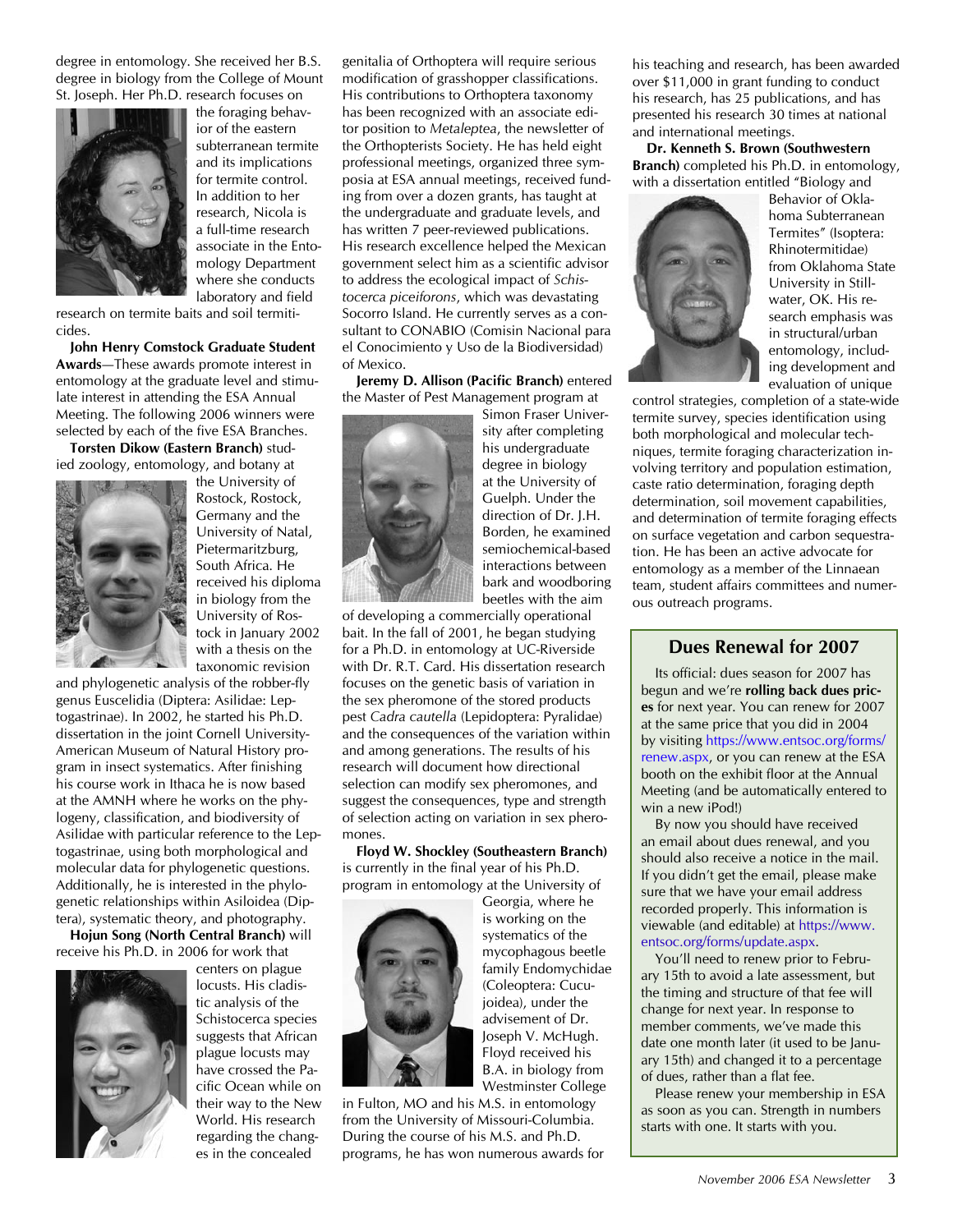degree in entomology. She received her B.S. degree in biology from the College of Mount St. Joseph. Her Ph.D. research focuses on the foraging behavior of the eastern subterranean termite and its implications for termite control. In addition to her research, Nicola is a full-time research associate in the Entomology Department where she conducts laboratory and field research on termite baits and soil termiticides.

**John Henry Comstock Graduate Student Awards**—These awards promote interest in entomology at the graduate level and stimulate interest in attending the ESA Annual Meeting. The following 2006 winners were selected by each of the five ESA Branches.

**Torsten Dikow (Eastern Branch)** studied zoology, entomology, and botany at the University of Rostock, Rostock, Germany and the University of Natal, Pietermaritzburg, South Africa. He received his diploma in biology from the University of Rostock in January 2002 with a thesis on the taxonomic revision and phylogenetic analysis of the robber-fly genus Euscelidia (Diptera: Asilidae: Leptogastrinae). In 2002, he started his Ph.D. dissertation in the joint Cornell University-American Museum of Natural History program in insect systematics. After finishing his course work in Ithaca he is now based at the AMNH where he works on the phylogeny, classification, and biodiversity of Asilidae with particular reference to the Leptogastrinae, using both morphological and molecular data for phylogenetic questions. Additionally, he is interested in the phylogenetic relationships within Asiloidea (Diptera), systematic theory, and photography.

**Hojun Song (North Central Branch)** will receive his Ph.D. in 2006 for work that centers on plague locusts. His cladistic analysis of the Schistocerca species suggests that African plague locusts may have crossed the Pacific Ocean while on their way to the New World. His research regarding the changes in the concealed genitalia of Orthoptera will require serious modification of grasshopper classifications. His contributions to Orthoptera taxonomy has been recognized with an associate editor position to *Metaleptea*, the newsletter of the Orthopterists Society. He has held eight professional meetings, organized three symposia at ESA annual meetings, received funding from over a dozen grants, has taught at the undergraduate and graduate levels, and has written 7 peer-reviewed publications. His research excellence helped the Mexican government select him as a scientific advisor to address the ecological impact of *Schistocerca piceiforons*, which was devastating Socorro Island. He currently serves as a consultant to CONABIO (Comisin Nacional para el Conocimiento y Uso de la Biodiversidad) of Mexico.

**Jeremy D. Allison (Pacific Branch)** entered the Master of Pest Management program at Simon Fraser University after completing his undergraduate degree in biology at the University of Guelph. Under the direction of Dr. J.H. Borden, he examined semiochemical-based interactions between bark and woodboring beetles with the aim of developing a commercially operational bait. In the fall of 2001, he began studying for a Ph.D. in entomology at UC-Riverside with Dr. R.T. Card. His dissertation research focuses on the genetic basis of variation in the sex pheromone of the stored products pest *Cadra cautella* (Lepidoptera: Pyralidae) and the consequences of the variation within and among generations. The results of his research will document how directional selection can modify sex pheromones, and suggest the consequences, type and strength of selection acting on variation in sex pheromones.

**Floyd W. Shockley (Southeastern Branch)** is currently in the final year of his Ph.D. program in entomology at the University of Georgia, where he is working on the systematics of the mycophagous beetle family Endomychidae (Coleoptera: Cucujoidea), under the advisement of Dr. Joseph V. McHugh. Floyd received his B.A. in biology from Westminster College in Fulton, MO and his M.S. in entomology from the University of Missouri-Columbia. During the course of his M.S. and Ph.D. programs, he has won numerous awards for his teaching and research, has been awarded over $11,000 in grant funding to conduct his research, has 25 publications, and has presented his research 30 times at national and international meetings.

**Dr. Kenneth S. Brown (Southwestern Branch)** completed his Ph.D. in entomology, with a dissertation entitled "Biology and Behavior of Oklahoma Subterranean Termites" (Isoptera: Rhinotermitidae) from Oklahoma State University in Stillwater, OK. His research emphasis was in structural/urban entomology, including development and evaluation of unique control strategies, completion of a state-wide termite survey, species identification using both morphological and molecular techniques, termite foraging characterization involving territory and population estimation, caste ratio determination, foraging depth determination, soil movement capabilities, and determination of termite foraging effects on surface vegetation and carbon sequestration. He has been an active advocate for entomology as a member of the Linnaean team, student affairs committees and numerous outreach programs.

## Dues Renewal for 2007

Its official: dues season for 2007 has begun and we're **rolling back dues prices** for next year. You can renew for 2007 at the same price that you did in 2004 by visiting https://www.entsoc.org/forms/renew.aspx, or you can renew at the ESA booth on the exhibit floor at the Annual Meeting (and be automatically entered to win a new iPod!)

By now you should have received an email about dues renewal, and you should also receive a notice in the mail. If you didn't get the email, please make sure that we have your email address recorded properly. This information is viewable (and editable) at https://www.entsoc.org/forms/update.aspx.

You'll need to renew prior to February 15th to avoid a late assessment, but the timing and structure of that fee will change for next year. In response to member comments, we've made this date one month later (it used to be January 15th) and changed it to a percentage of dues, rather than a flat fee.

Please renew your membership in ESA as soon as you can. Strength in numbers starts with one. It starts with you.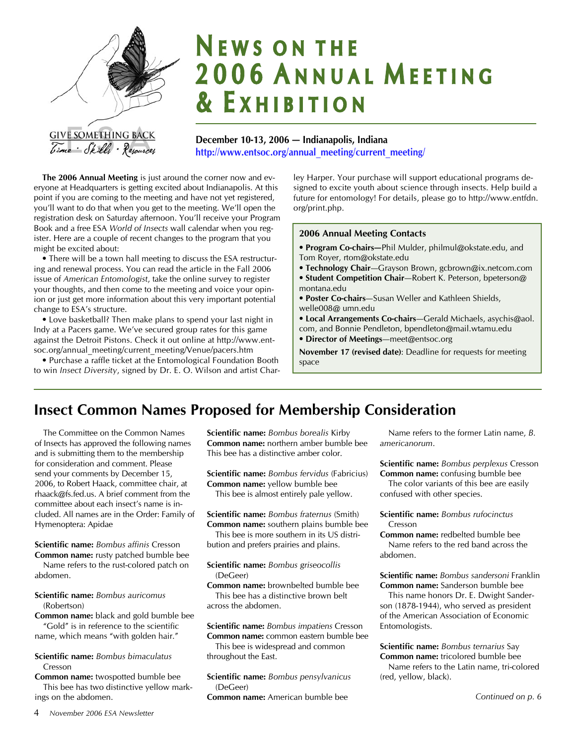GIVE SOMETHING BACK
Time · Skills · Resources

# News on the 2006 Annual Meeting & Exhibition

**December 10-13, 2006 — Indianapolis, Indiana**
http://www.entsoc.org/annual_meeting/current_meeting/

**The 2006 Annual Meeting** is just around the corner now and everyone at Headquarters is getting excited about Indianapolis. At this point if you are coming to the meeting and have not yet registered, you'll want to do that when you get to the meeting. We'll open the registration desk on Saturday afternoon. You'll receive your Program Book and a free ESA *World of Insects* wall calendar when you register. Here are a couple of recent changes to the program that you might be excited about:

• There will be a town hall meeting to discuss the ESA restructuring and renewal process. You can read the article in the Fall 2006 issue of *American Entomologist*, take the online survey to register your thoughts, and then come to the meeting and voice your opinion or just get more information about this very important potential change to ESA's structure.

• Love basketball? Then make plans to spend your last night in Indy at a Pacers game. We've secured group rates for this game against the Detroit Pistons. Check it out online at http://www.entsoc.org/annual_meeting/current_meeting/Venue/pacers.htm

• Purchase a raffle ticket at the Entomological Foundation Booth to win *Insect Diversity*, signed by Dr. E. O. Wilson and artist Charley Harper. Your purchase will support educational programs designed to excite youth about science through insects. Help build a future for entomology! For details, please go to http://www.entfdn.org/print.php.

### 2006 Annual Meeting Contacts

- **Program Co-chairs—**Phil Mulder, philmul@okstate.edu, and Tom Royer, rtom@okstate.edu
- **Technology Chair**—Grayson Brown, gcbrown@ix.netcom.com
- **Student Competition Chair**—Robert K. Peterson, bpeterson@montana.edu
- **Poster Co-chairs**—Susan Weller and Kathleen Shields, welle008@umn.edu
- **Local Arrangements Co-chairs**—Gerald Michaels, asychis@aol.com, and Bonnie Pendleton, bpendleton@mail.wtamu.edu
- **Director of Meetings**—meet@entsoc.org

**November 17 (revised date)**: Deadline for requests for meeting space

## Insect Common Names Proposed for Membership Consideration

The Committee on the Common Names of Insects has approved the following names and is submitting them to the membership for consideration and comment. Please send your comments by December 15, 2006, to Robert Haack, committee chair, at rhaack@fs.fed.us. A brief comment from the committee about each insect's name is included. All names are in the Order: Family of Hymenoptera: Apidae

**Scientific name:** *Bombus affinis* Cresson
**Common name:** rusty patched bumble bee
Name refers to the rust-colored patch on abdomen.

**Scientific name:** *Bombus auricomus* (Robertson)
**Common name:** black and gold bumble bee
"Gold" is in reference to the scientific name, which means "with golden hair."

**Scientific name:** *Bombus bimaculatus* Cresson
**Common name:** twospotted bumble bee
This bee has two distinctive yellow markings on the abdomen.

**Scientific name:** *Bombus borealis* Kirby
**Common name:** northern amber bumble bee
This bee has a distinctive amber color.

**Scientific name:** *Bombus fervidus* (Fabricius)
**Common name:** yellow bumble bee
This bee is almost entirely pale yellow.

**Scientific name:** *Bombus fraternus* (Smith)
**Common name:** southern plains bumble bee
This bee is more southern in its US distribution and prefers prairies and plains.

**Scientific name:** *Bombus griseocollis* (DeGeer)
**Common name:** brownbelted bumble bee
This bee has a distinctive brown belt across the abdomen.

**Scientific name:** *Bombus impatiens* Cresson
**Common name:** common eastern bumble bee
This bee is widespread and common throughout the East.

**Scientific name:** *Bombus pensylvanicus* (DeGeer)
**Common name:** American bumble bee
Name refers to the former Latin name, *B. americanorum*.

**Scientific name:** *Bombus perplexus* Cresson
**Common name:** confusing bumble bee
The color variants of this bee are easily confused with other species.

**Scientific name:** *Bombus rufocinctus* Cresson
**Common name:** redbelted bumble bee
Name refers to the red band across the abdomen.

**Scientific name:** *Bombus sandersoni* Franklin
**Common name:** Sanderson bumble bee
This name honors Dr. E. Dwight Sanderson (1878-1944), who served as president of the American Association of Economic Entomologists.

**Scientific name:** *Bombus ternarius* Say
**Common name:** tricolored bumble bee
Name refers to the Latin name, tri-colored (red, yellow, black).

*Continued on p. 6*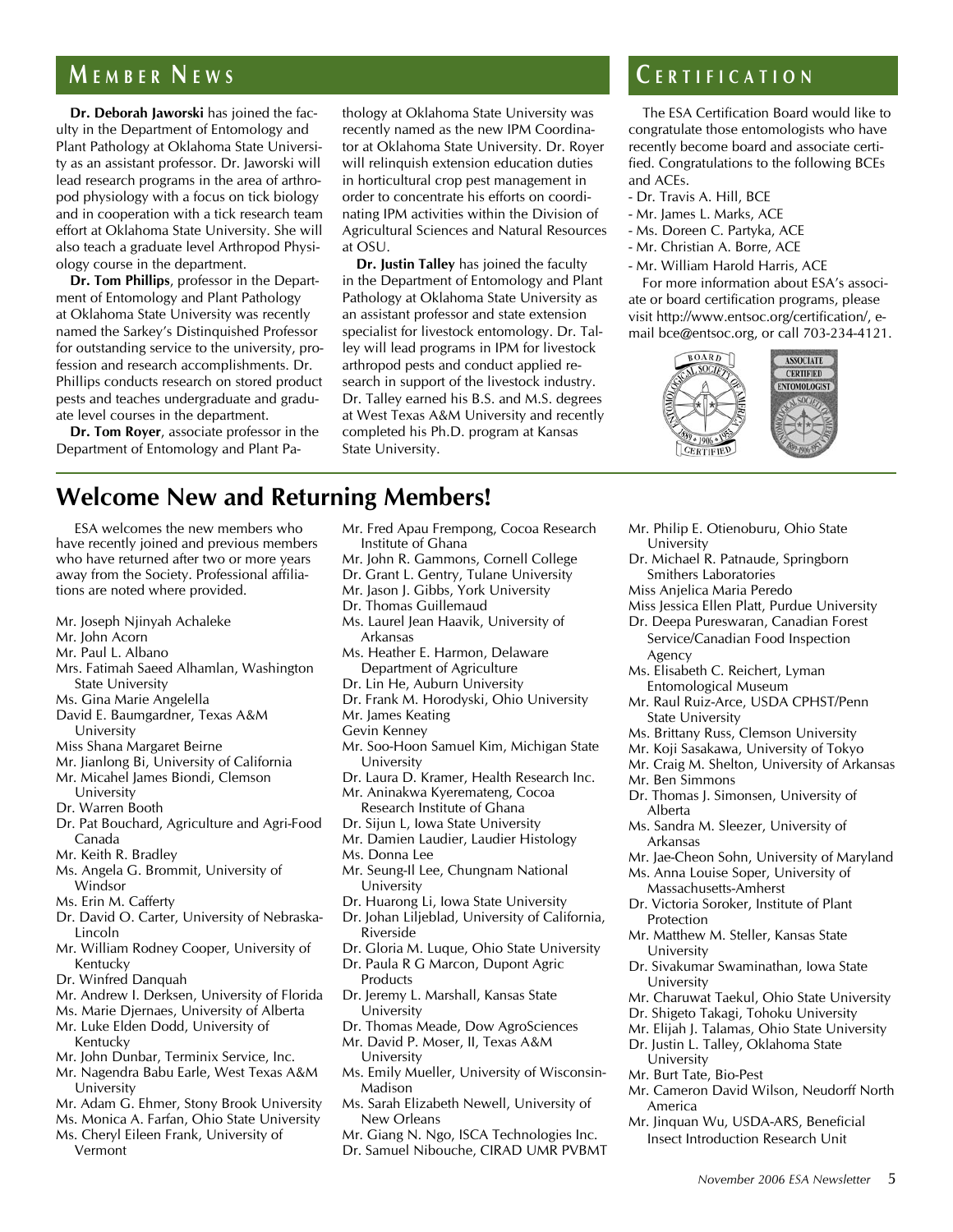## Member News

**Dr. Deborah Jaworski** has joined the faculty in the Department of Entomology and Plant Pathology at Oklahoma State University as an assistant professor. Dr. Jaworski will lead research programs in the area of arthropod physiology with a focus on tick biology and in cooperation with a tick research team effort at Oklahoma State University. She will also teach a graduate level Arthropod Physiology course in the department.

**Dr. Tom Phillips**, professor in the Department of Entomology and Plant Pathology at Oklahoma State University was recently named the Sarkey's Distinquished Professor for outstanding service to the university, profession and research accomplishments. Dr. Phillips conducts research on stored product pests and teaches undergraduate and graduate level courses in the department.

**Dr. Tom Royer**, associate professor in the Department of Entomology and Plant Pathology at Oklahoma State University was recently named as the new IPM Coordinator at Oklahoma State University. Dr. Royer will relinquish extension education duties in horticultural crop pest management in order to concentrate his efforts on coordinating IPM activities within the Division of Agricultural Sciences and Natural Resources at OSU.

**Dr. Justin Talley** has joined the faculty in the Department of Entomology and Plant Pathology at Oklahoma State University as an assistant professor and state extension specialist for livestock entomology. Dr. Talley will lead programs in IPM for livestock arthropod pests and conduct applied research in support of the livestock industry. Dr. Talley earned his B.S. and M.S. degrees at West Texas A&M University and recently completed his Ph.D. program at Kansas State University.

## Certification

The ESA Certification Board would like to congratulate those entomologists who have recently become board and associate certified. Congratulations to the following BCEs and ACEs.

- Dr. Travis A. Hill, BCE
- Mr. James L. Marks, ACE
- Ms. Doreen C. Partyka, ACE
- Mr. Christian A. Borre, ACE
- Mr. William Harold Harris, ACE

For more information about ESA's associate or board certification programs, please visit http://www.entsoc.org/certification/, e-mail bce@entsoc.org, or call 703-234-4121.

# Welcome New and Returning Members!

ESA welcomes the new members who have recently joined and previous members who have returned after two or more years away from the Society. Professional affiliations are noted where provided.

Mr. Joseph Njinyah Achaleke
Mr. John Acorn
Mr. Paul L. Albano
Mrs. Fatimah Saeed Alhamlan, Washington State University
Ms. Gina Marie Angelella
David E. Baumgardner, Texas A&M University
Miss Shana Margaret Beirne
Mr. Jianlong Bi, University of California
Mr. Micahel James Biondi, Clemson University
Dr. Warren Booth
Dr. Pat Bouchard, Agriculture and Agri-Food Canada
Mr. Keith R. Bradley
Ms. Angela G. Brommit, University of Windsor
Ms. Erin M. Cafferty
Dr. David O. Carter, University of Nebraska-Lincoln
Mr. William Rodney Cooper, University of Kentucky
Dr. Winfred Danquah
Mr. Andrew I. Derksen, University of Florida
Ms. Marie Djernaes, University of Alberta
Mr. Luke Elden Dodd, University of Kentucky
Mr. John Dunbar, Terminix Service, Inc.
Mr. Nagendra Babu Earle, West Texas A&M University
Mr. Adam G. Ehmer, Stony Brook University
Ms. Monica A. Farfan, Ohio State University
Ms. Cheryl Eileen Frank, University of Vermont
Mr. Fred Apau Frempong, Cocoa Research Institute of Ghana
Mr. John R. Gammons, Cornell College
Dr. Grant L. Gentry, Tulane University
Mr. Jason J. Gibbs, York University
Dr. Thomas Guillemaud
Ms. Laurel Jean Haavik, University of Arkansas
Ms. Heather E. Harmon, Delaware Department of Agriculture
Dr. Lin He, Auburn University
Dr. Frank M. Horodyski, Ohio University
Mr. James Keating
Gevin Kenney
Mr. Soo-Hoon Samuel Kim, Michigan State University
Dr. Laura D. Kramer, Health Research Inc.
Mr. Aninakwa Kyeremateng, Cocoa Research Institute of Ghana
Dr. Sijun L, Iowa State University
Mr. Damien Laudier, Laudier Histology
Ms. Donna Lee
Mr. Seung-Il Lee, Chungnam National University
Dr. Huarong Li, Iowa State University
Dr. Johan Liljeblad, University of California, Riverside
Dr. Gloria M. Luque, Ohio State University
Dr. Paula R G Marcon, Dupont Agric Products
Dr. Jeremy L. Marshall, Kansas State University
Dr. Thomas Meade, Dow AgroSciences
Mr. David P. Moser, II, Texas A&M University
Ms. Emily Mueller, University of Wisconsin-Madison
Ms. Sarah Elizabeth Newell, University of New Orleans
Mr. Giang N. Ngo, ISCA Technologies Inc.
Dr. Samuel Nibouche, CIRAD UMR PVBMT
Mr. Philip E. Otienoburu, Ohio State University
Dr. Michael R. Patnaude, Springborn Smithers Laboratories
Miss Anjelica Maria Peredo
Miss Jessica Ellen Platt, Purdue University
Dr. Deepa Pureswaran, Canadian Forest Service/Canadian Food Inspection Agency
Ms. Elisabeth C. Reichert, Lyman Entomological Museum
Mr. Raul Ruiz-Arce, USDA CPHST/Penn State University
Ms. Brittany Russ, Clemson University
Mr. Koji Sasakawa, University of Tokyo
Mr. Craig M. Shelton, University of Arkansas
Mr. Ben Simmons
Dr. Thomas J. Simonsen, University of Alberta
Ms. Sandra M. Sleezer, University of Arkansas
Mr. Jae-Cheon Sohn, University of Maryland
Ms. Anna Louise Soper, University of Massachusetts-Amherst
Dr. Victoria Soroker, Institute of Plant Protection
Mr. Matthew M. Steller, Kansas State University
Dr. Sivakumar Swaminathan, Iowa State University
Mr. Charuwat Taekul, Ohio State University
Dr. Shigeto Takagi, Tohoku University
Mr. Elijah J. Talamas, Ohio State University
Dr. Justin L. Talley, Oklahoma State University
Mr. Burt Tate, Bio-Pest
Mr. Cameron David Wilson, Neudorff North America
Mr. Jinquan Wu, USDA-ARS, Beneficial Insect Introduction Research Unit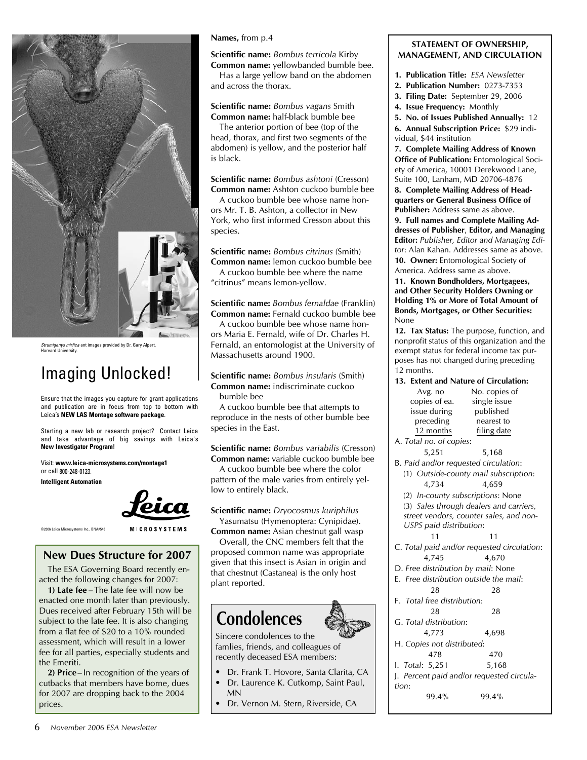*Strumigenys mirfica* ant images provided by Dr. Gary Alpert, Harvard University.

# Imaging Unlocked!

Ensure that the images you capture for grant applications and publication are in focus from top to bottom with Leica's **NEW LAS Montage software package**.

Starting a new lab or research project? Contact Leica and take advantage of big savings with Leica's **New Investigator Program**!

Visit: **www.leica-microsystems.com/montage1** or call 800-248-0123.

**Intelligent Automation**

Leica MICROSYSTEMS

©2006 Leica Microsystems Inc., BNA#545

## New Dues Structure for 2007

The ESA Governing Board recently enacted the following changes for 2007:

**1) Late fee** – The late fee will now be enacted one month later than previously. Dues received after February 15th will be subject to the late fee. It is also changing from a flat fee of $20 to a 10% rounded assessment, which will result in a lower fee for all parties, especially students and the Emeriti.

**2) Price** – In recognition of the years of cutbacks that members have borne, dues for 2007 are dropping back to the 2004 prices.

**Names,** from p.4

**Scientific name:** *Bombus terricola* Kirby
**Common name:** yellowbanded bumble bee.
Has a large yellow band on the abdomen and across the thorax.

**Scientific name:** *Bombus vagans* Smith
**Common name:** half-black bumble bee
The anterior portion of bee (top of the head, thorax, and first two segments of the abdomen) is yellow, and the posterior half is black.

**Scientific name:** *Bombus ashtoni* (Cresson)
**Common name:** Ashton cuckoo bumble bee
A cuckoo bumble bee whose name honors Mr. T. B. Ashton, a collector in New York, who first informed Cresson about this species.

**Scientific name:** *Bombus citrinus* (Smith)
**Common name:** lemon cuckoo bumble bee
A cuckoo bumble bee where the name "citrinus" means lemon-yellow.

**Scientific name:** *Bombus fernaldae* (Franklin)
**Common name:** Fernald cuckoo bumble bee
A cuckoo bumble bee whose name honors Maria E. Fernald, wife of Dr. Charles H. Fernald, an entomologist at the University of Massachusetts around 1900.

**Scientific name:** *Bombus insularis* (Smith)
**Common name:** indiscriminate cuckoo bumble bee
A cuckoo bumble bee that attempts to reproduce in the nests of other bumble bee species in the East.

**Scientific name:** *Bombus variabilis* (Cresson)
**Common name:** variable cuckoo bumble bee
A cuckoo bumble bee where the color pattern of the male varies from entirely yellow to entirely black.

**Scientific name:** *Dryocosmus kuriphilus* Yasumatsu (Hymenoptera: Cynipidae).
**Common name:** Asian chestnut gall wasp
Overall, the CNC members felt that the proposed common name was appropriate given that this insect is Asian in origin and that chestnut (Castanea) is the only host plant reported.

## Condolences

Sincere condolences to the famlies, friends, and colleagues of recently deceased ESA members:

- Dr. Frank T. Hovore, Santa Clarita, CA
- Dr. Laurence K. Cutkomp, Saint Paul, MN
- Dr. Vernon M. Stern, Riverside, CA

## STATEMENT OF OWNERSHIP, MANAGEMENT, AND CIRCULATION

**1. Publication Title:** *ESA Newsletter*
**2. Publication Number:** 0273-7353
**3. Filing Date:** September 29, 2006
**4. Issue Frequency:** Monthly
**5. No. of Issues Published Annually:** 12
**6. Annual Subscription Price:** $29 individual, $44 institution
**7. Complete Mailing Address of Known Office of Publication:** Entomological Society of America, 10001 Derekwood Lane, Suite 100, Lanham, MD 20706-4876
**8. Complete Mailing Address of Headquarters or General Business Office of Publisher:** Address same as above.
**9. Full names and Complete Mailing Addresses of Publisher, Editor, and Managing Editor:** *Publisher, Editor and Managing Editor*: Alan Kahan. Addresses same as above.
**10. Owner:** Entomological Society of America. Address same as above.
**11. Known Bondholders, Mortgagees, and Other Security Holders Owning or Holding 1% or More of Total Amount of Bonds, Mortgages, or Other Securities:** None
**12. Tax Status:** The purpose, function, and nonprofit status of this organization and the exempt status for federal income tax purposes has not changed during preceding 12 months.
**13. Extent and Nature of Circulation:**

| | Avg. no copies of ea. issue during preceding 12 months | No. copies of single issue published nearest to filing date |
|---|---|---|
| A. *Total no. of copies*: | 5,251 | 5,168 |
| B. *Paid and/or requested circulation*: | | |
| (1) *Outside-county mail subscription*: | 4,734 | 4,659 |
| (2) *In-county subscriptions*: None | | |
| (3) *Sales through dealers and carriers, street vendors, counter sales, and non-USPS paid distribution*: | 11 | 11 |
| C. *Total paid and/or requested circulation*: | 4,745 | 4,670 |
| D. *Free distribution by mail*: None | | |
| E. *Free distribution outside the mail*: | 28 | 28 |
| F. *Total free distribution*: | 28 | 28 |
| G. *Total distribution*: | 4,773 | 4,698 |
| H. *Copies not distributed*: | 478 | 470 |
| I. *Total*: | 5,251 | 5,168 |
| J. *Percent paid and/or requested circulation*: | 99.4% | 99.4% |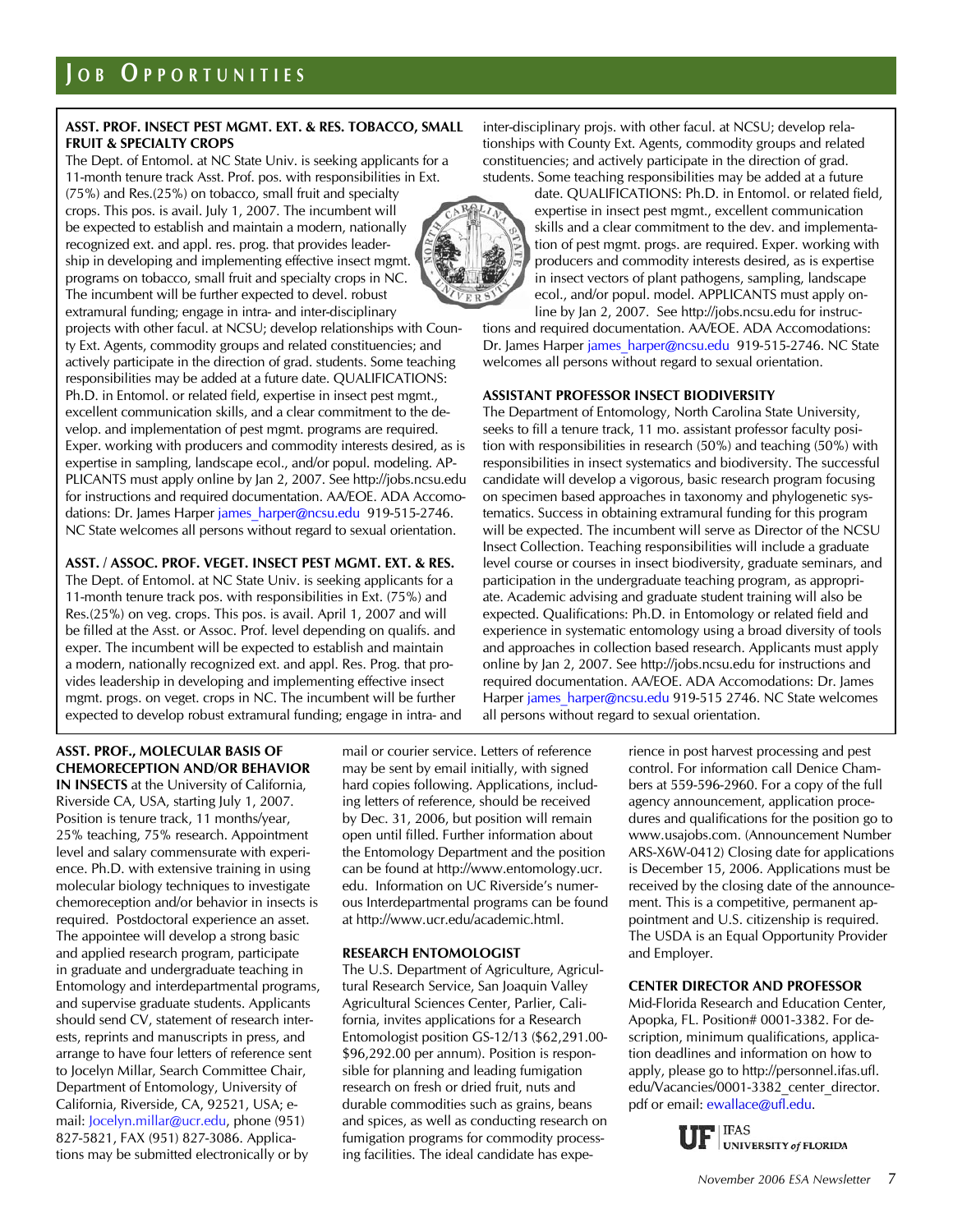# Job Opportunities

**ASST. PROF. INSECT PEST MGMT. EXT. & RES. TOBACCO, SMALL FRUIT & SPECIALTY CROPS**

The Dept. of Entomol. at NC State Univ. is seeking applicants for a 11-month tenure track Asst. Prof. pos. with responsibilities in Ext. (75%) and Res.(25%) on tobacco, small fruit and specialty crops. This pos. is avail. July 1, 2007. The incumbent will be expected to establish and maintain a modern, nationally recognized ext. and appl. res. prog. that provides leadership in developing and implementing effective insect mgmt. programs on tobacco, small fruit and specialty crops in NC. The incumbent will be further expected to devel. robust extramural funding; engage in intra- and inter-disciplinary projects with other facul. at NCSU; develop relationships with County Ext. Agents, commodity groups and related constituencies; and actively participate in the direction of grad. students. Some teaching responsibilities may be added at a future date. QUALIFICATIONS: Ph.D. in Entomol. or related field, expertise in insect pest mgmt., excellent communication skills, and a clear commitment to the develop. and implementation of pest mgmt. programs are required. Exper. working with producers and commodity interests desired, as is expertise in sampling, landscape ecol., and/or popul. modeling. APPLICANTS must apply online by Jan 2, 2007. See http://jobs.ncsu.edu for instructions and required documentation. AA/EOE. ADA Accomodations: Dr. James Harper james_harper@ncsu.edu 919-515-2746. NC State welcomes all persons without regard to sexual orientation.

**ASST. / ASSOC. PROF. VEGET. INSECT PEST MGMT. EXT. & RES.**

The Dept. of Entomol. at NC State Univ. is seeking applicants for a 11-month tenure track pos. with responsibilities in Ext. (75%) and Res.(25%) on veg. crops. This pos. is avail. April 1, 2007 and will be filled at the Asst. or Assoc. Prof. level depending on qualifs. and exper. The incumbent will be expected to establish and maintain a modern, nationally recognized ext. and appl. Res. Prog. that provides leadership in developing and implementing effective insect mgmt. progs. on veget. crops in NC. The incumbent will be further expected to develop robust extramural funding; engage in intra- and inter-disciplinary projs. with other facul. at NCSU; develop relationships with County Ext. Agents, commodity groups and related constituencies; and actively participate in the direction of grad. students. Some teaching responsibilities may be added at a future date. QUALIFICATIONS: Ph.D. in Entomol. or related field, expertise in insect pest mgmt., excellent communication skills and a clear commitment to the dev. and implementation of pest mgmt. progs. are required. Exper. working with producers and commodity interests desired, as is expertise in insect vectors of plant pathogens, sampling, landscape ecol., and/or popul. model. APPLICANTS must apply online by Jan 2, 2007. See http://jobs.ncsu.edu for instructions and required documentation. AA/EOE. ADA Accomodations: Dr. James Harper james_harper@ncsu.edu 919-515-2746. NC State welcomes all persons without regard to sexual orientation.

**ASSISTANT PROFESSOR INSECT BIODIVERSITY**

The Department of Entomology, North Carolina State University, seeks to fill a tenure track, 11 mo. assistant professor faculty position with responsibilities in research (50%) and teaching (50%) with responsibilities in insect systematics and biodiversity. The successful candidate will develop a vigorous, basic research program focusing on specimen based approaches in taxonomy and phylogenetic systematics. Success in obtaining extramural funding for this program will be expected. The incumbent will serve as Director of the NCSU Insect Collection. Teaching responsibilities will include a graduate level course or courses in insect biodiversity, graduate seminars, and participation in the undergraduate teaching program, as appropriate. Academic advising and graduate student training will also be expected. Qualifications: Ph.D. in Entomology or related field and experience in systematic entomology using a broad diversity of tools and approaches in collection based research. Applicants must apply online by Jan 2, 2007. See http://jobs.ncsu.edu for instructions and required documentation. AA/EOE. ADA Accomodations: Dr. James Harper james_harper@ncsu.edu 919-515 2746. NC State welcomes all persons without regard to sexual orientation.

**ASST. PROF., MOLECULAR BASIS OF CHEMORECEPTION AND/OR BEHAVIOR IN INSECTS** at the University of California, Riverside CA, USA, starting July 1, 2007. Position is tenure track, 11 months/year, 25% teaching, 75% research. Appointment level and salary commensurate with experience. Ph.D. with extensive training in using molecular biology techniques to investigate chemoreception and/or behavior in insects is required. Postdoctoral experience an asset. The appointee will develop a strong basic and applied research program, participate in graduate and undergraduate teaching in Entomology and interdepartmental programs, and supervise graduate students. Applicants should send CV, statement of research interests, reprints and manuscripts in press, and arrange to have four letters of reference sent to Jocelyn Millar, Search Committee Chair, Department of Entomology, University of California, Riverside, CA, 92521, USA; e-mail: Jocelyn.millar@ucr.edu, phone (951) 827-5821, FAX (951) 827-3086. Applications may be submitted electronically or by mail or courier service. Letters of reference may be sent by email initially, with signed hard copies following. Applications, including letters of reference, should be received by Dec. 31, 2006, but position will remain open until filled. Further information about the Entomology Department and the position can be found at http://www.entomology.ucr.edu. Information on UC Riverside's numerous Interdepartmental programs can be found at http://www.ucr.edu/academic.html.

**RESEARCH ENTOMOLOGIST**

The U.S. Department of Agriculture, Agricultural Research Service, San Joaquin Valley Agricultural Sciences Center, Parlier, California, invites applications for a Research Entomologist position GS-12/13 ($62,291.00-$96,292.00 per annum). Position is responsible for planning and leading fumigation research on fresh or dried fruit, nuts and durable commodities such as grains, beans and spices, as well as conducting research on fumigation programs for commodity processing facilities. The ideal candidate has experience in post harvest processing and pest control. For information call Denice Chambers at 559-596-2960. For a copy of the full agency announcement, application procedures and qualifications for the position go to www.usajobs.com. (Announcement Number ARS-X6W-0412) Closing date for applications is December 15, 2006. Applications must be received by the closing date of the announcement. This is a competitive, permanent appointment and U.S. citizenship is required. The USDA is an Equal Opportunity Provider and Employer.

**CENTER DIRECTOR AND PROFESSOR**

Mid-Florida Research and Education Center, Apopka, FL. Position# 0001-3382. For description, minimum qualifications, application deadlines and information on how to apply, please go to http://personnel.ifas.ufl.edu/Vacancies/0001-3382_center_director.pdf or email: ewallace@ufl.edu.

UF IFAS UNIVERSITY of FLORIDA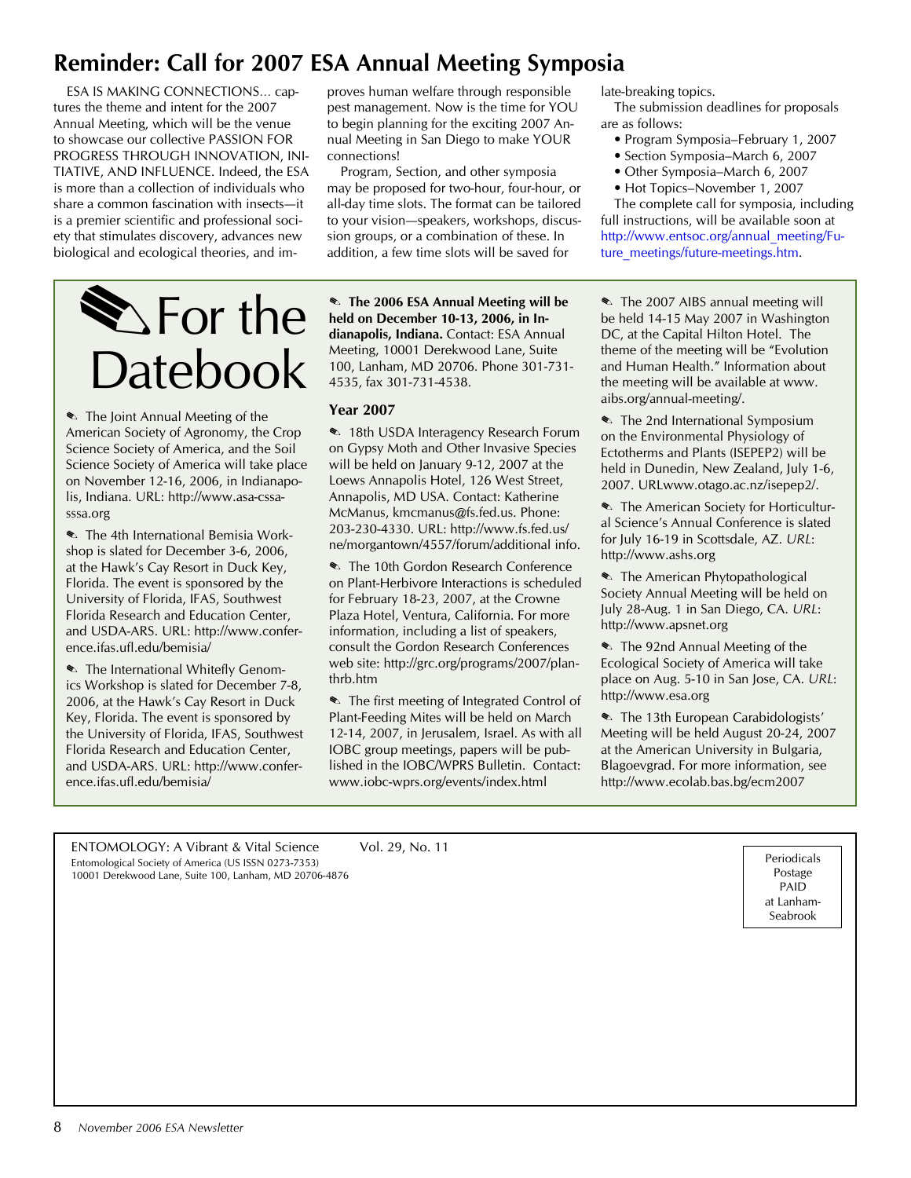# Reminder: Call for 2007 ESA Annual Meeting Symposia

ESA IS MAKING CONNECTIONS... captures the theme and intent for the 2007 Annual Meeting, which will be the venue to showcase our collective PASSION FOR PROGRESS THROUGH INNOVATION, INITIATIVE, AND INFLUENCE. Indeed, the ESA is more than a collection of individuals who share a common fascination with insects—it is a premier scientific and professional society that stimulates discovery, advances new biological and ecological theories, and improves human welfare through responsible pest management. Now is the time for YOU to begin planning for the exciting 2007 Annual Meeting in San Diego to make YOUR connections!

Program, Section, and other symposia may be proposed for two-hour, four-hour, or all-day time slots. The format can be tailored to your vision—speakers, workshops, discussion groups, or a combination of these. In addition, a few time slots will be saved for late-breaking topics.

The submission deadlines for proposals are as follows:

- Program Symposia–February 1, 2007
- Section Symposia–March 6, 2007
- Other Symposia–March 6, 2007
- Hot Topics–November 1, 2007

The complete call for symposia, including full instructions, will be available soon at http://www.entsoc.org/annual_meeting/Future_meetings/future-meetings.htm.

# For the Datebook

The Joint Annual Meeting of the American Society of Agronomy, the Crop Science Society of America, and the Soil Science Society of America will take place on November 12-16, 2006, in Indianapolis, Indiana. URL: http://www.asa-cssa-sssa.org

The 4th International Bemisia Workshop is slated for December 3-6, 2006, at the Hawk's Cay Resort in Duck Key, Florida. The event is sponsored by the University of Florida, IFAS, Southwest Florida Research and Education Center, and USDA-ARS. URL: http://www.conference.ifas.ufl.edu/bemisia/

The International Whitefly Genomics Workshop is slated for December 7-8, 2006, at the Hawk's Cay Resort in Duck Key, Florida. The event is sponsored by the University of Florida, IFAS, Southwest Florida Research and Education Center, and USDA-ARS. URL: http://www.conference.ifas.ufl.edu/bemisia/

**The 2006 ESA Annual Meeting will be held on December 10-13, 2006, in Indianapolis, Indiana.** Contact: ESA Annual Meeting, 10001 Derekwood Lane, Suite 100, Lanham, MD 20706. Phone 301-731-4535, fax 301-731-4538.

### Year 2007

18th USDA Interagency Research Forum on Gypsy Moth and Other Invasive Species will be held on January 9-12, 2007 at the Loews Annapolis Hotel, 126 West Street, Annapolis, MD USA. Contact: Katherine McManus, kmcmanus@fs.fed.us. Phone: 203-230-4330. URL: http://www.fs.fed.us/ne/morgantown/4557/forum/additional info.

The 10th Gordon Research Conference on Plant-Herbivore Interactions is scheduled for February 18-23, 2007, at the Crowne Plaza Hotel, Ventura, California. For more information, including a list of speakers, consult the Gordon Research Conferences web site: http://grc.org/programs/2007/planthrb.htm

The first meeting of Integrated Control of Plant-Feeding Mites will be held on March 12-14, 2007, in Jerusalem, Israel. As with all IOBC group meetings, papers will be published in the IOBC/WPRS Bulletin. Contact: www.iobc-wprs.org/events/index.html

The 2007 AIBS annual meeting will be held 14-15 May 2007 in Washington DC, at the Capital Hilton Hotel. The theme of the meeting will be "Evolution and Human Health." Information about the meeting will be available at www.aibs.org/annual-meeting/.

The 2nd International Symposium on the Environmental Physiology of Ectotherms and Plants (ISEPEP2) will be held in Dunedin, New Zealand, July 1-6, 2007. URLwww.otago.ac.nz/isepep2/.

The American Society for Horticultural Science's Annual Conference is slated for July 16-19 in Scottsdale, AZ. *URL*: http://www.ashs.org

The American Phytopathological Society Annual Meeting will be held on July 28-Aug. 1 in San Diego, CA. *URL*: http://www.apsnet.org

The 92nd Annual Meeting of the Ecological Society of America will take place on Aug. 5-10 in San Jose, CA. *URL*: http://www.esa.org

The 13th European Carabidologists' Meeting will be held August 20-24, 2007 at the American University in Bulgaria, Blagoevgrad. For more information, see http://www.ecolab.bas.bg/ecm2007

ENTOMOLOGY: A Vibrant & Vital Science Vol. 29, No. 11
Entomological Society of America (US ISSN 0273-7353)
10001 Derekwood Lane, Suite 100, Lanham, MD 20706-4876

Periodicals Postage PAID at Lanham-Seabrook